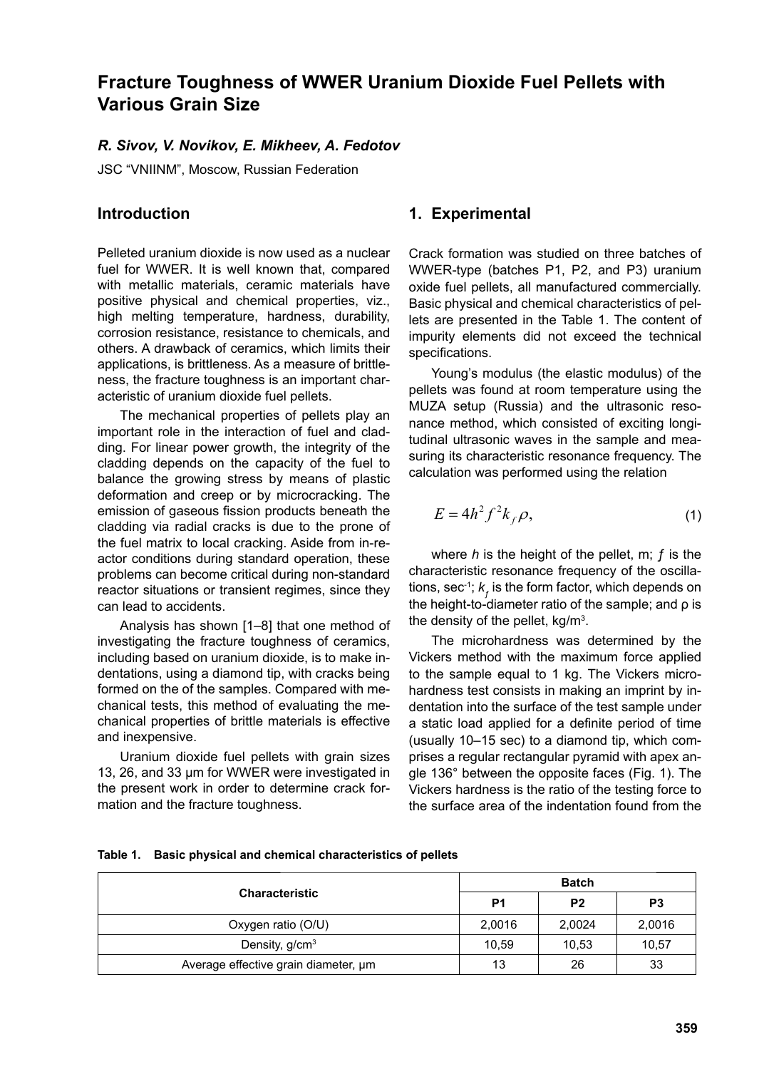# Fracture Toughness of WWER Uranium Dioxide Fuel Pellets with Various Grain Size

***R. Sivov, V. Novikov, E. Mikheev, A. Fedotov***

JSC "VNIINM", Moscow, Russian Federation

## Introduction

Pelleted uranium dioxide is now used as a nuclear fuel for WWER. It is well known that, compared with metallic materials, ceramic materials have positive physical and chemical properties, viz., high melting temperature, hardness, durability, corrosion resistance, resistance to chemicals, and others. A drawback of ceramics, which limits their applications, is brittleness. As a measure of brittleness, the fracture toughness is an important characteristic of uranium dioxide fuel pellets.

The mechanical properties of pellets play an important role in the interaction of fuel and cladding. For linear power growth, the integrity of the cladding depends on the capacity of the fuel to balance the growing stress by means of plastic deformation and creep or by microcracking. The emission of gaseous fission products beneath the cladding via radial cracks is due to the prone of the fuel matrix to local cracking. Aside from in-reactor conditions during standard operation, these problems can become critical during non-standard reactor situations or transient regimes, since they can lead to accidents.

Analysis has shown [1–8] that one method of investigating the fracture toughness of ceramics, including based on uranium dioxide, is to make indentations, using a diamond tip, with cracks being formed on the of the samples. Compared with mechanical tests, this method of evaluating the mechanical properties of brittle materials is effective and inexpensive.

Uranium dioxide fuel pellets with grain sizes 13, 26, and 33 μm for WWER were investigated in the present work in order to determine crack formation and the fracture toughness.

## 1. Experimental

Crack formation was studied on three batches of WWER-type (batches P1, P2, and P3) uranium oxide fuel pellets, all manufactured commercially. Basic physical and chemical characteristics of pellets are presented in the Table 1. The content of impurity elements did not exceed the technical specifications.

Young's modulus (the elastic modulus) of the pellets was found at room temperature using the MUZA setup (Russia) and the ultrasonic resonance method, which consisted of exciting longitudinal ultrasonic waves in the sample and measuring its characteristic resonance frequency. The calculation was performed using the relation

$$E = 4h^2 f^2 k_f \rho, \tag{1}$$

where $h$ is the height of the pellet, m; $f$ is the characteristic resonance frequency of the oscillations, sec$^{-1}$; $k_f$ is the form factor, which depends on the height-to-diameter ratio of the sample; and ρ is the density of the pellet, kg/m$^3$.

The microhardness was determined by the Vickers method with the maximum force applied to the sample equal to 1 kg. The Vickers microhardness test consists in making an imprint by indentation into the surface of the test sample under a static load applied for a definite period of time (usually 10–15 sec) to a diamond tip, which comprises a regular rectangular pyramid with apex angle 136° between the opposite faces (Fig. 1). The Vickers hardness is the ratio of the testing force to the surface area of the indentation found from the

**Table 1. Basic physical and chemical characteristics of pellets**

| Characteristic | Batch | | |
|---|---|---|---|
| | P1 | P2 | P3 |
| Oxygen ratio (O/U) | 2,0016 | 2,0024 | 2,0016 |
| Density, g/cm$^3$ | 10,59 | 10,53 | 10,57 |
| Average effective grain diameter, μm | 13 | 26 | 33 |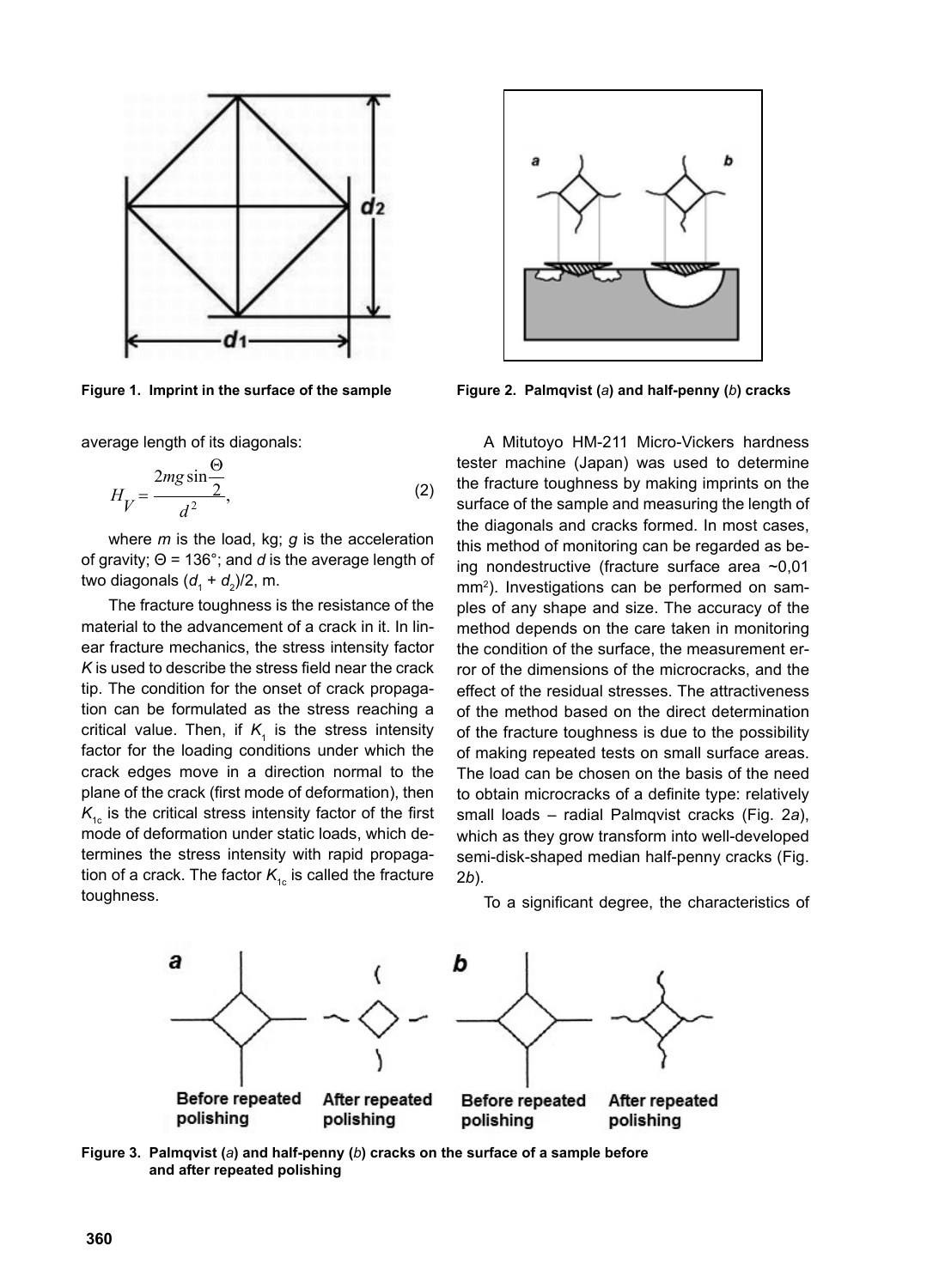Figure 1. Imprint in the surface of the sample

Figure 2. Palmqvist (*a*) and half-penny (*b*) cracks

average length of its diagonals:

$$H_V = \frac{2mg\sin\frac{\Theta}{2}}{d^2}, \quad (2)$$

where $m$ is the load, kg; $g$ is the acceleration of gravity; $\Theta$ = 136°; and $d$ is the average length of two diagonals $(d_1 + d_2)/2$, m.

The fracture toughness is the resistance of the material to the advancement of a crack in it. In linear fracture mechanics, the stress intensity factor $K$ is used to describe the stress field near the crack tip. The condition for the onset of crack propagation can be formulated as the stress reaching a critical value. Then, if $K_1$ is the stress intensity factor for the loading conditions under which the crack edges move in a direction normal to the plane of the crack (first mode of deformation), then $K_{1c}$ is the critical stress intensity factor of the first mode of deformation under static loads, which determines the stress intensity with rapid propagation of a crack. The factor $K_{1c}$ is called the fracture toughness.

A Mitutoyo HM-211 Micro-Vickers hardness tester machine (Japan) was used to determine the fracture toughness by making imprints on the surface of the sample and measuring the length of the diagonals and cracks formed. In most cases, this method of monitoring can be regarded as being nondestructive (fracture surface area ~0,01 mm[2]). Investigations can be performed on samples of any shape and size. The accuracy of the method depends on the care taken in monitoring the condition of the surface, the measurement error of the dimensions of the microcracks, and the effect of the residual stresses. The attractiveness of the method based on the direct determination of the fracture toughness is due to the possibility of making repeated tests on small surface areas. The load can be chosen on the basis of the need to obtain microcracks of a definite type: relatively small loads – radial Palmqvist cracks (Fig. 2*a*), which as they grow transform into well-developed semi-disk-shaped median half-penny cracks (Fig. 2*b*).

To a significant degree, the characteristics of

Figure 3. Palmqvist (*a*) and half-penny (*b*) cracks on the surface of a sample before and after repeated polishing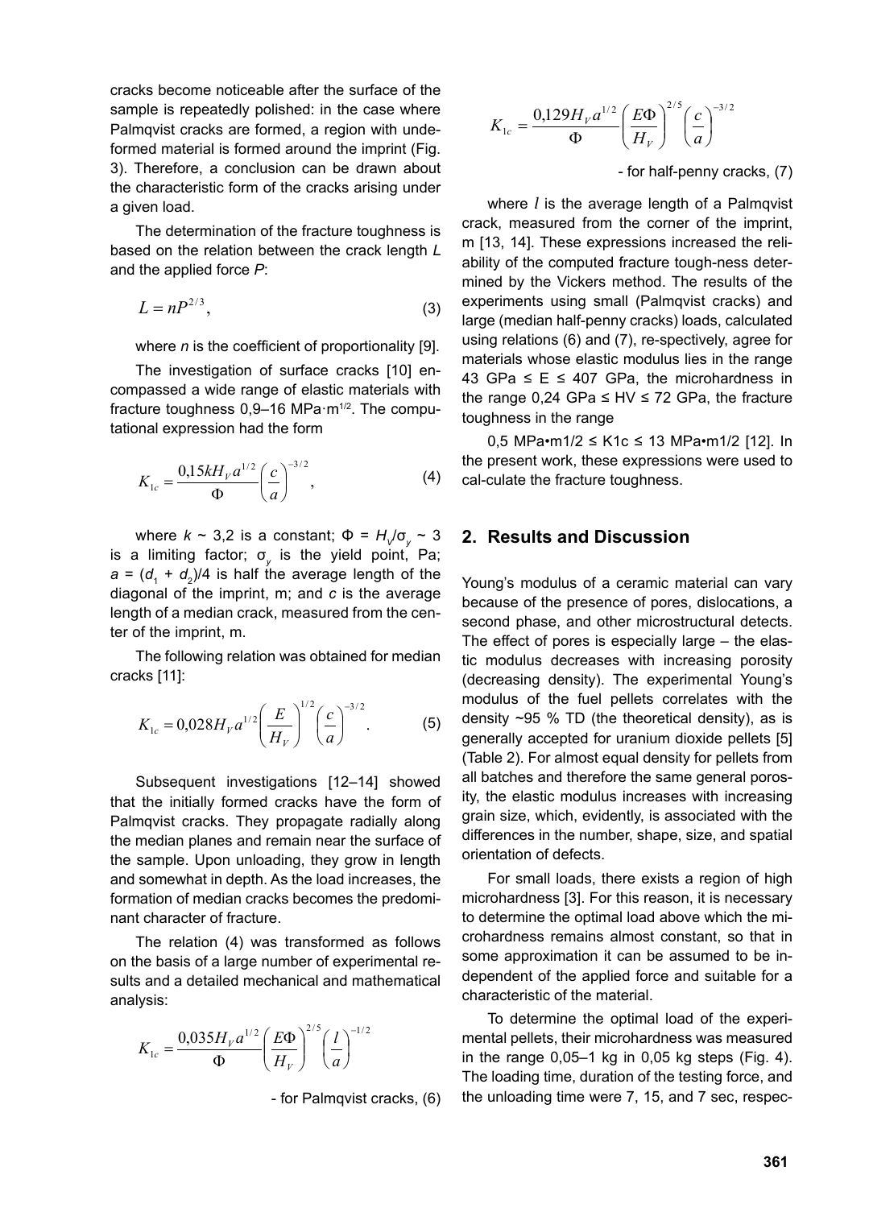cracks become noticeable after the surface of the sample is repeatedly polished: in the case where Palmqvist cracks are formed, a region with undeformed material is formed around the imprint (Fig. 3). Therefore, a conclusion can be drawn about the characteristic form of the cracks arising under a given load.

The determination of the fracture toughness is based on the relation between the crack length $L$ and the applied force $P$:

$$L = nP^{2/3}, \tag{3}$$

where $n$ is the coefficient of proportionality [9].

The investigation of surface cracks [10] encompassed a wide range of elastic materials with fracture toughness 0,9–16 MPa·m$^{1/2}$. The computational expression had the form

$$K_{1c} = \frac{0{,}15kH_V a^{1/2}}{\Phi}\left(\frac{c}{a}\right)^{-3/2}, \tag{4}$$

where $k \sim 3{,}2$ is a constant; $\Phi = H_V/\sigma_y \sim 3$ is a limiting factor; $\sigma_y$ is the yield point, Pa; $a = (d_1 + d_2)/4$ is half the average length of the diagonal of the imprint, m; and $c$ is the average length of a median crack, measured from the center of the imprint, m.

The following relation was obtained for median cracks [11]:

$$K_{1c} = 0{,}028H_V a^{1/2}\left(\frac{E}{H_V}\right)^{1/2}\left(\frac{c}{a}\right)^{-3/2}. \tag{5}$$

Subsequent investigations [12–14] showed that the initially formed cracks have the form of Palmqvist cracks. They propagate radially along the median planes and remain near the surface of the sample. Upon unloading, they grow in length and somewhat in depth. As the load increases, the formation of median cracks becomes the predominant character of fracture.

The relation (4) was transformed as follows on the basis of a large number of experimental results and a detailed mechanical and mathematical analysis:

$$K_{1c} = \frac{0{,}035H_V a^{1/2}}{\Phi}\left(\frac{E\Phi}{H_V}\right)^{2/5}\left(\frac{l}{a}\right)^{-1/2}$$

- for Palmqvist cracks, (6)

$$K_{1c} = \frac{0{,}129H_V a^{1/2}}{\Phi}\left(\frac{E\Phi}{H_V}\right)^{2/5}\left(\frac{c}{a}\right)^{-3/2}$$

- for half-penny cracks, (7)

where $l$ is the average length of a Palmqvist crack, measured from the corner of the imprint, m [13, 14]. These expressions increased the reliability of the computed fracture tough-ness determined by the Vickers method. The results of the experiments using small (Palmqvist cracks) and large (median half-penny cracks) loads, calculated using relations (6) and (7), re-spectively, agree for materials whose elastic modulus lies in the range 43 GPa ≤ E ≤ 407 GPa, the microhardness in the range 0,24 GPa ≤ HV ≤ 72 GPa, the fracture toughness in the range

0,5 MPa•m1/2 ≤ K1c ≤ 13 MPa•m1/2 [12]. In the present work, these expressions were used to cal-culate the fracture toughness.

## 2. Results and Discussion

Young's modulus of a ceramic material can vary because of the presence of pores, dislocations, a second phase, and other microstructural detects. The effect of pores is especially large – the elastic modulus decreases with increasing porosity (decreasing density). The experimental Young's modulus of the fuel pellets correlates with the density ~95 % TD (the theoretical density), as is generally accepted for uranium dioxide pellets [5] (Table 2). For almost equal density for pellets from all batches and therefore the same general porosity, the elastic modulus increases with increasing grain size, which, evidently, is associated with the differences in the number, shape, size, and spatial orientation of defects.

For small loads, there exists a region of high microhardness [3]. For this reason, it is necessary to determine the optimal load above which the microhardness remains almost constant, so that in some approximation it can be assumed to be independent of the applied force and suitable for a characteristic of the material.

To determine the optimal load of the experimental pellets, their microhardness was measured in the range 0,05–1 kg in 0,05 kg steps (Fig. 4). The loading time, duration of the testing force, and the unloading time were 7, 15, and 7 sec, respec-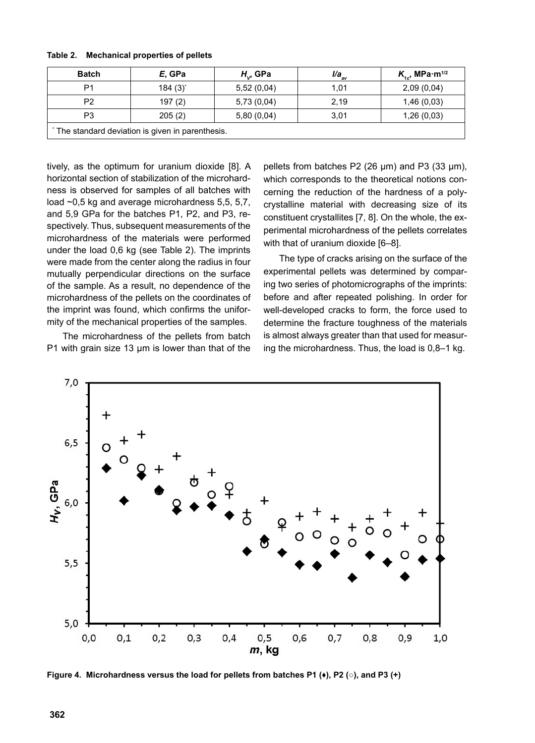**Table 2. Mechanical properties of pellets**

| Batch | $E$, GPa | $H_V$, GPa | $l/a_{av}$ | $K_{1c}$, MPa·m$^{1/2}$ |
|---|---|---|---|---|
| P1 | 184 (3)* | 5,52 (0,04) | 1,01 | 2,09 (0,04) |
| P2 | 197 (2) | 5,73 (0,04) | 2,19 | 1,46 (0,03) |
| P3 | 205 (2) | 5,80 (0,04) | 3,01 | 1,26 (0,03) |

* The standard deviation is given in parenthesis.

tively, as the optimum for uranium dioxide [8]. A horizontal section of stabilization of the microhardness is observed for samples of all batches with load ~0,5 kg and average microhardness 5,5, 5,7, and 5,9 GPa for the batches P1, P2, and P3, respectively. Thus, subsequent measurements of the microhardness of the materials were performed under the load 0,6 kg (see Table 2). The imprints were made from the center along the radius in four mutually perpendicular directions on the surface of the sample. As a result, no dependence of the microhardness of the pellets on the coordinates of the imprint was found, which confirms the uniformity of the mechanical properties of the samples.

The microhardness of the pellets from batch P1 with grain size 13 μm is lower than that of the pellets from batches P2 (26 μm) and P3 (33 μm), which corresponds to the theoretical notions concerning the reduction of the hardness of a polycrystalline material with decreasing size of its constituent crystallites [7, 8]. On the whole, the experimental microhardness of the pellets correlates with that of uranium dioxide [6–8].

The type of cracks arising on the surface of the experimental pellets was determined by comparing two series of photomicrographs of the imprints: before and after repeated polishing. In order for well-developed cracks to form, the force used to determine the fracture toughness of the materials is almost always greater than that used for measuring the microhardness. Thus, the load is 0,8–1 kg.

**Figure 4. Microhardness versus the load for pellets from batches P1 (♦), P2 (○), and P3 (+)**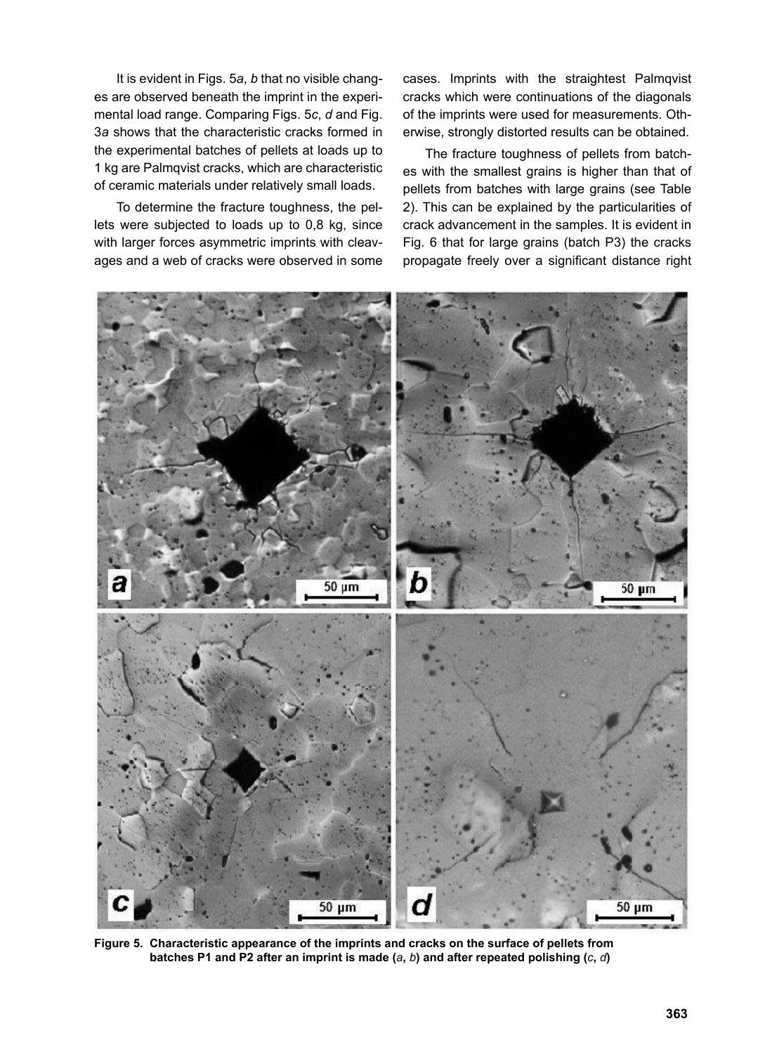It is evident in Figs. 5*a*, *b* that no visible changes are observed beneath the imprint in the experimental load range. Comparing Figs. 5*c*, *d* and Fig. 3*a* shows that the characteristic cracks formed in the experimental batches of pellets at loads up to 1 kg are Palmqvist cracks, which are characteristic of ceramic materials under relatively small loads.

To determine the fracture toughness, the pellets were subjected to loads up to 0,8 kg, since with larger forces asymmetric imprints with cleavages and a web of cracks were observed in some cases. Imprints with the straightest Palmqvist cracks which were continuations of the diagonals of the imprints were used for measurements. Otherwise, strongly distorted results can be obtained.

The fracture toughness of pellets from batches with the smallest grains is higher than that of pellets from batches with large grains (see Table 2). This can be explained by the particularities of crack advancement in the samples. It is evident in Fig. 6 that for large grains (batch P3) the cracks propagate freely over a significant distance right

**Figure 5. Characteristic appearance of the imprints and cracks on the surface of pellets from batches P1 and P2 after an imprint is made (*a*, *b*) and after repeated polishing (*c*, *d*)**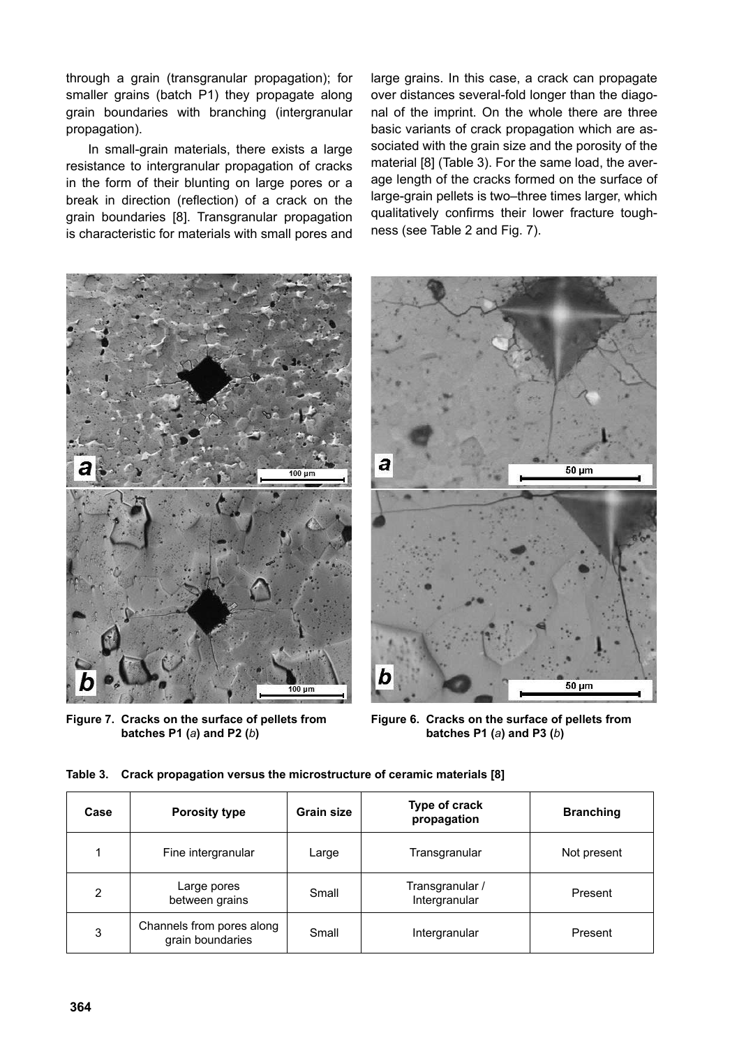through a grain (transgranular propagation); for smaller grains (batch P1) they propagate along grain boundaries with branching (intergranular propagation).

In small-grain materials, there exists a large resistance to intergranular propagation of cracks in the form of their blunting on large pores or a break in direction (reflection) of a crack on the grain boundaries [8]. Transgranular propagation is characteristic for materials with small pores and large grains. In this case, a crack can propagate over distances several-fold longer than the diagonal of the imprint. On the whole there are three basic variants of crack propagation which are associated with the grain size and the porosity of the material [8] (Table 3). For the same load, the average length of the cracks formed on the surface of large-grain pellets is two–three times larger, which qualitatively confirms their lower fracture toughness (see Table 2 and Fig. 7).

**Figure 7.** Cracks on the surface of pellets from batches P1 (*a*) and P2 (*b*)

**Figure 6.** Cracks on the surface of pellets from batches P1 (*a*) and P3 (*b*)

**Table 3.** Crack propagation versus the microstructure of ceramic materials [8]

| Case | Porosity type | Grain size | Type of crack propagation | Branching |
|---|---|---|---|---|
| 1 | Fine intergranular | Large | Transgranular | Not present |
| 2 | Large pores between grains | Small | Transgranular / Intergranular | Present |
| 3 | Channels from pores along grain boundaries | Small | Intergranular | Present |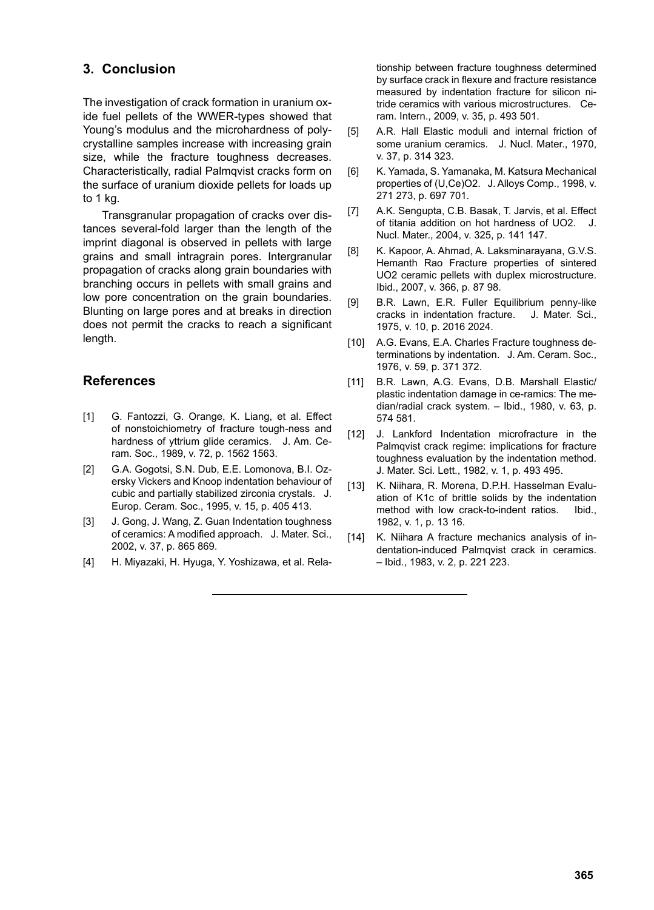## 3. Conclusion

The investigation of crack formation in uranium oxide fuel pellets of the WWER-types showed that Young's modulus and the microhardness of polycrystalline samples increase with increasing grain size, while the fracture toughness decreases. Characteristically, radial Palmqvist cracks form on the surface of uranium dioxide pellets for loads up to 1 kg.

Transgranular propagation of cracks over distances several-fold larger than the length of the imprint diagonal is observed in pellets with large grains and small intragrain pores. Intergranular propagation of cracks along grain boundaries with branching occurs in pellets with small grains and low pore concentration on the grain boundaries. Blunting on large pores and at breaks in direction does not permit the cracks to reach a significant length.

## References

[1] G. Fantozzi, G. Orange, K. Liang, et al. Effect of nonstoichiometry of fracture tough-ness and hardness of yttrium glide ceramics. J. Am. Ceram. Soc., 1989, v. 72, p. 1562 1563.

[2] G.A. Gogotsi, S.N. Dub, E.E. Lomonova, B.I. Ozersky Vickers and Knoop indentation behaviour of cubic and partially stabilized zirconia crystals. J. Europ. Ceram. Soc., 1995, v. 15, p. 405 413.

[3] J. Gong, J. Wang, Z. Guan Indentation toughness of ceramics: A modified approach. J. Mater. Sci., 2002, v. 37, p. 865 869.

[4] H. Miyazaki, H. Hyuga, Y. Yoshizawa, et al. Relationship between fracture toughness determined by surface crack in flexure and fracture resistance measured by indentation fracture for silicon nitride ceramics with various microstructures. Ceram. Intern., 2009, v. 35, p. 493 501.

[5] A.R. Hall Elastic moduli and internal friction of some uranium ceramics. J. Nucl. Mater., 1970, v. 37, p. 314 323.

[6] K. Yamada, S. Yamanaka, M. Katsura Mechanical properties of (U,Ce)O2. J. Alloys Comp., 1998, v. 271 273, p. 697 701.

[7] A.K. Sengupta, C.B. Basak, T. Jarvis, et al. Effect of titania addition on hot hardness of UO2. J. Nucl. Mater., 2004, v. 325, p. 141 147.

[8] K. Kapoor, A. Ahmad, A. Laksminarayana, G.V.S. Hemanth Rao Fracture properties of sintered UO2 ceramic pellets with duplex microstructure. Ibid., 2007, v. 366, p. 87 98.

[9] B.R. Lawn, E.R. Fuller Equilibrium penny-like cracks in indentation fracture. J. Mater. Sci., 1975, v. 10, p. 2016 2024.

[10] A.G. Evans, E.A. Charles Fracture toughness determinations by indentation. J. Am. Ceram. Soc., 1976, v. 59, p. 371 372.

[11] B.R. Lawn, A.G. Evans, D.B. Marshall Elastic/plastic indentation damage in ce-ramics: The median/radial crack system. – Ibid., 1980, v. 63, p. 574 581.

[12] J. Lankford Indentation microfracture in the Palmqvist crack regime: implications for fracture toughness evaluation by the indentation method. J. Mater. Sci. Lett., 1982, v. 1, p. 493 495.

[13] K. Niihara, R. Morena, D.P.H. Hasselman Evaluation of K1c of brittle solids by the indentation method with low crack-to-indent ratios. Ibid., 1982, v. 1, p. 13 16.

[14] K. Niihara A fracture mechanics analysis of indentation-induced Palmqvist crack in ceramics. – Ibid., 1983, v. 2, p. 221 223.